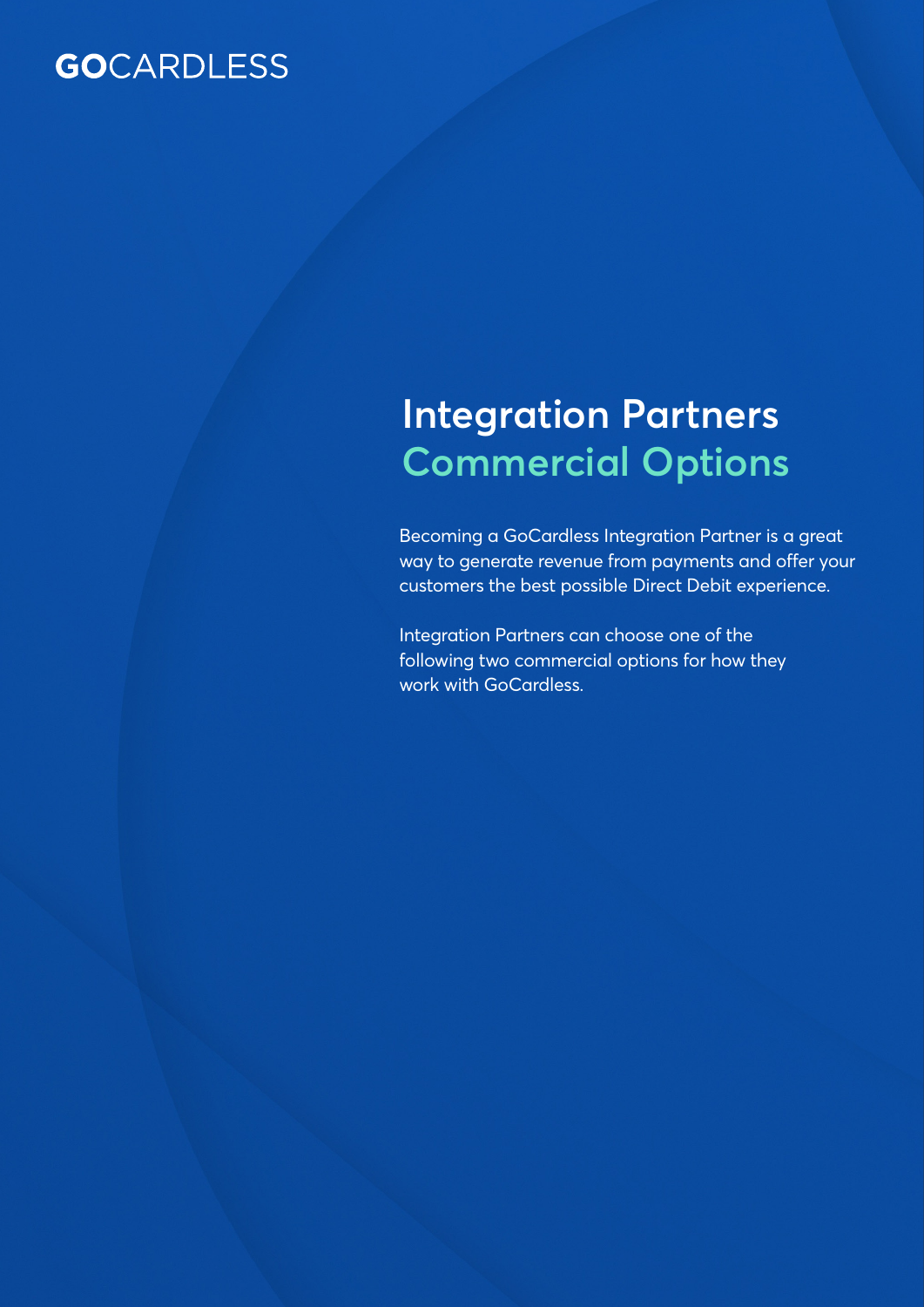GOCARDLESS

# Integration Partners
## Commercial Options

Becoming a GoCardless Integration Partner is a great way to generate revenue from payments and offer your customers the best possible Direct Debit experience.

Integration Partners can choose one of the following two commercial options for how they work with GoCardless.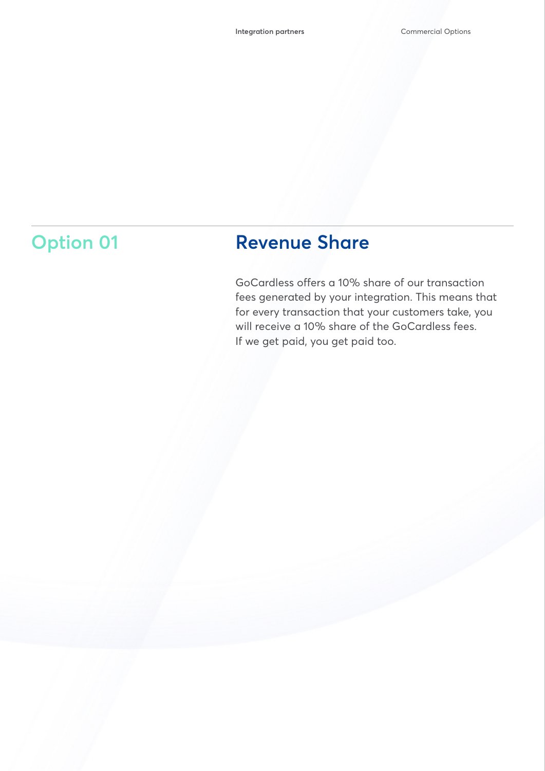## Option 01

## Revenue Share

GoCardless offers a 10% share of our transaction fees generated by your integration. This means that for every transaction that your customers take, you will receive a 10% share of the GoCardless fees. If we get paid, you get paid too.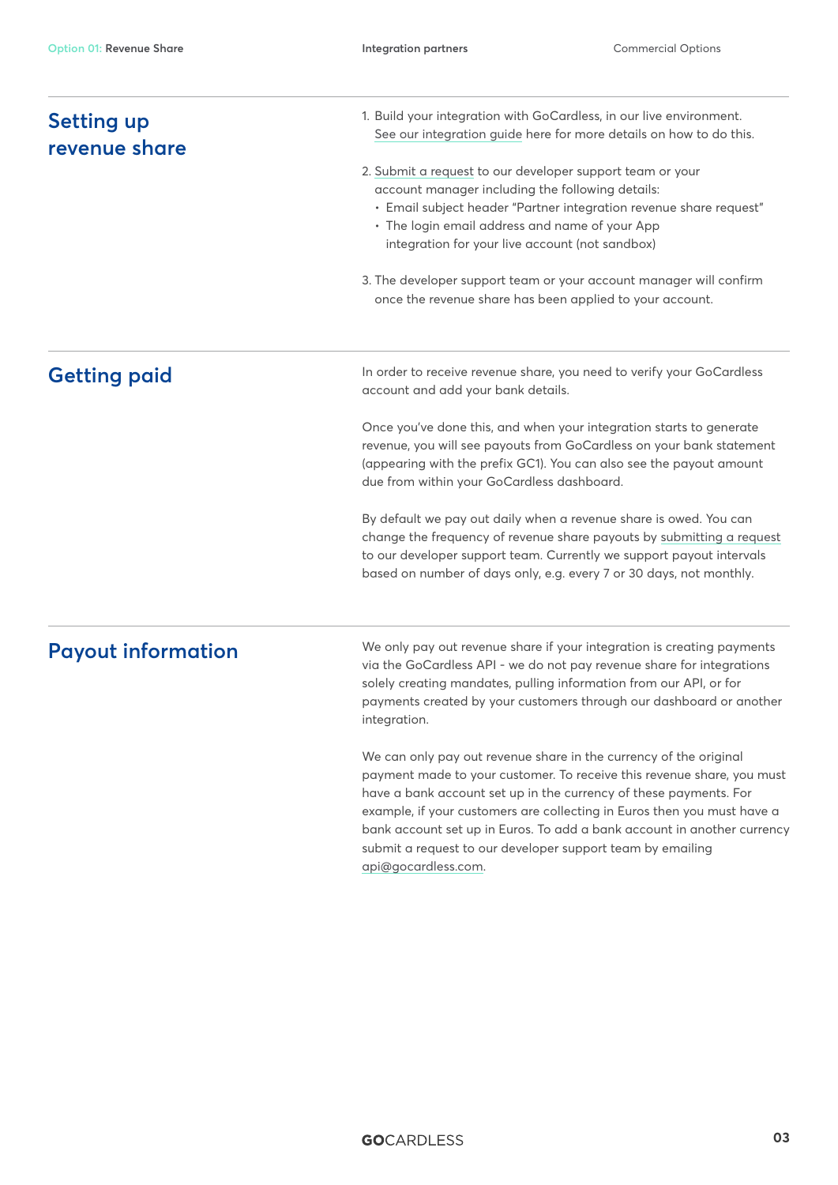## Setting up revenue share

1. Build your integration with GoCardless, in our live environment. See our integration guide here for more details on how to do this.

2. Submit a request to our developer support team or your account manager including the following details:
   - Email subject header "Partner integration revenue share request"
   - The login email address and name of your App integration for your live account (not sandbox)

3. The developer support team or your account manager will confirm once the revenue share has been applied to your account.

## Getting paid

In order to receive revenue share, you need to verify your GoCardless account and add your bank details.

Once you've done this, and when your integration starts to generate revenue, you will see payouts from GoCardless on your bank statement (appearing with the prefix GC1). You can also see the payout amount due from within your GoCardless dashboard.

By default we pay out daily when a revenue share is owed. You can change the frequency of revenue share payouts by submitting a request to our developer support team. Currently we support payout intervals based on number of days only, e.g. every 7 or 30 days, not monthly.

## Payout information

We only pay out revenue share if your integration is creating payments via the GoCardless API - we do not pay revenue share for integrations solely creating mandates, pulling information from our API, or for payments created by your customers through our dashboard or another integration.

We can only pay out revenue share in the currency of the original payment made to your customer. To receive this revenue share, you must have a bank account set up in the currency of these payments. For example, if your customers are collecting in Euros then you must have a bank account set up in Euros. To add a bank account in another currency submit a request to our developer support team by emailing api@gocardless.com.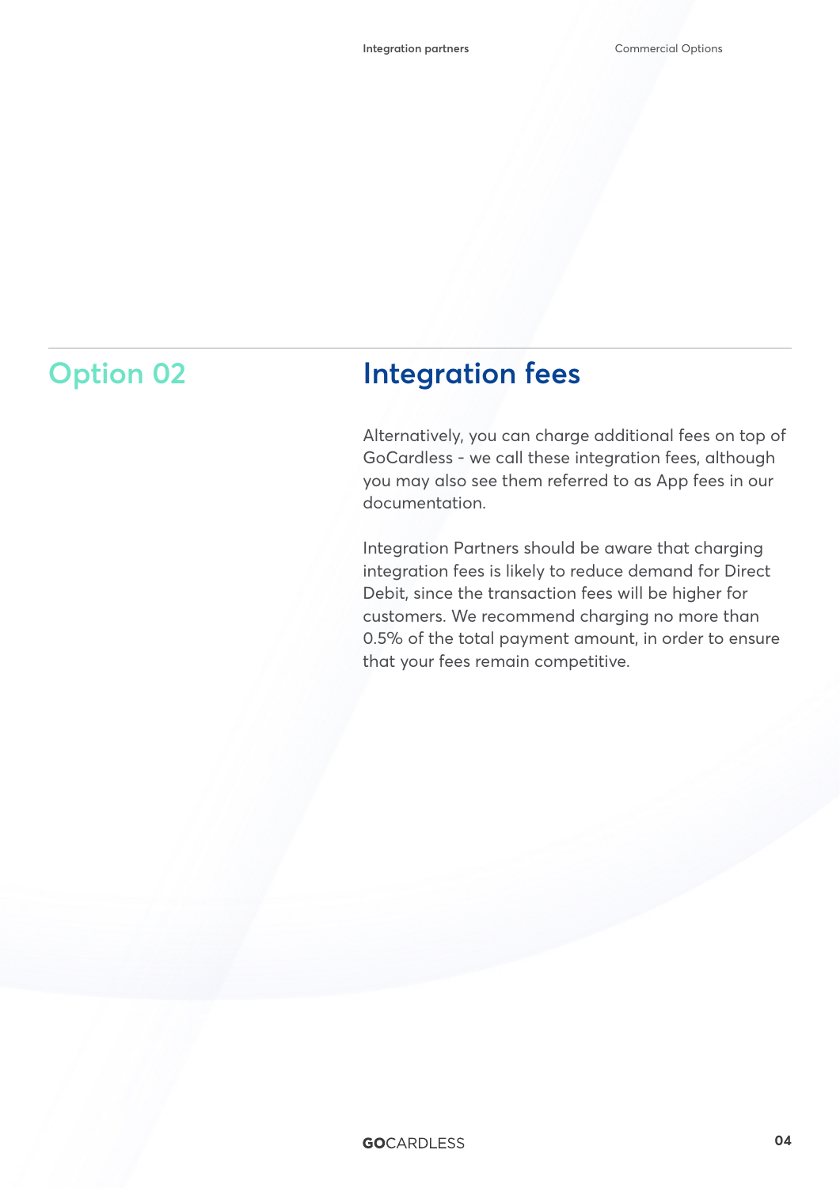## Option 02

## Integration fees

Alternatively, you can charge additional fees on top of GoCardless - we call these integration fees, although you may also see them referred to as App fees in our documentation.

Integration Partners should be aware that charging integration fees is likely to reduce demand for Direct Debit, since the transaction fees will be higher for customers. We recommend charging no more than 0.5% of the total payment amount, in order to ensure that your fees remain competitive.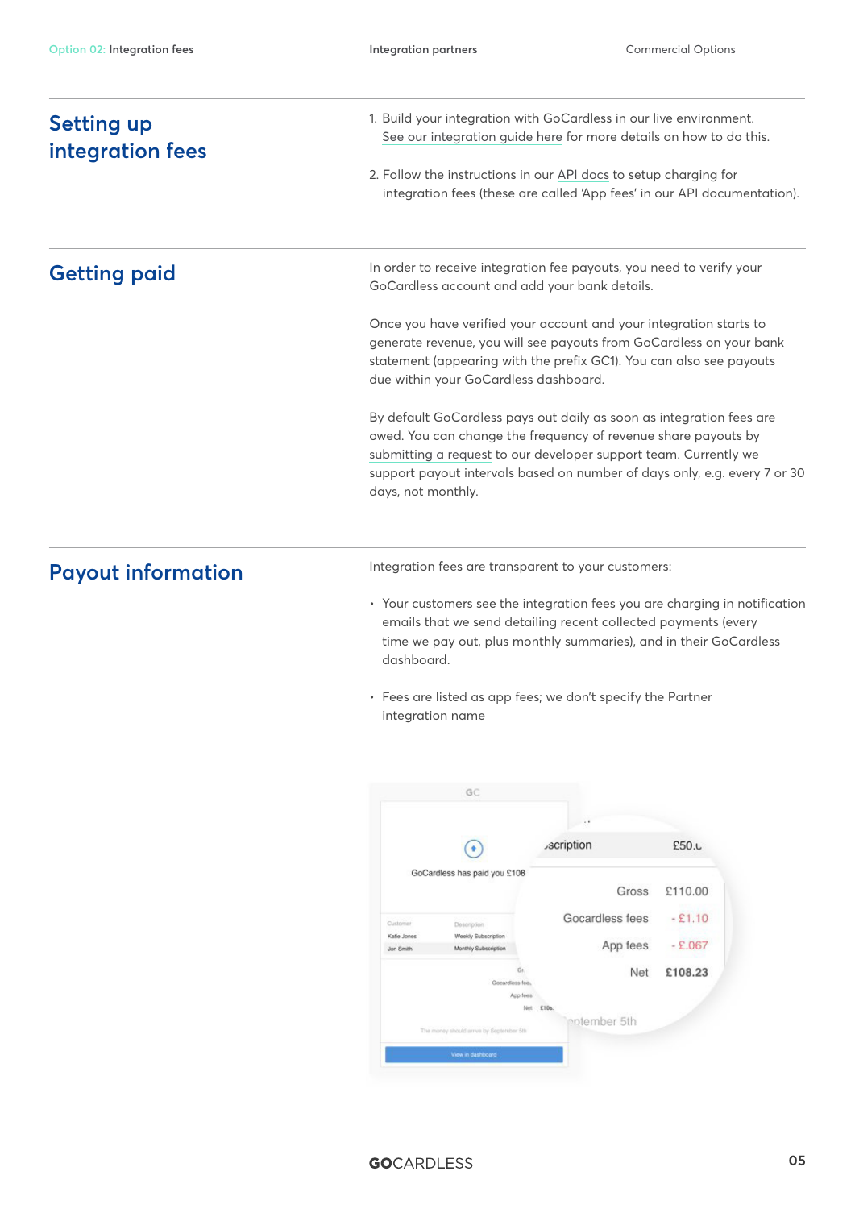## Setting up integration fees

1. Build your integration with GoCardless in our live environment. See our integration guide here for more details on how to do this.

2. Follow the instructions in our API docs to setup charging for integration fees (these are called 'App fees' in our API documentation).

## Getting paid

In order to receive integration fee payouts, you need to verify your GoCardless account and add your bank details.

Once you have verified your account and your integration starts to generate revenue, you will see payouts from GoCardless on your bank statement (appearing with the prefix GC1). You can also see payouts due within your GoCardless dashboard.

By default GoCardless pays out daily as soon as integration fees are owed. You can change the frequency of revenue share payouts by submitting a request to our developer support team. Currently we support payout intervals based on number of days only, e.g. every 7 or 30 days, not monthly.

## Payout information

Integration fees are transparent to your customers:

- Your customers see the integration fees you are charging in notification emails that we send detailing recent collected payments (every time we pay out, plus monthly summaries), and in their GoCardless dashboard.

- Fees are listed as app fees; we don't specify the Partner integration name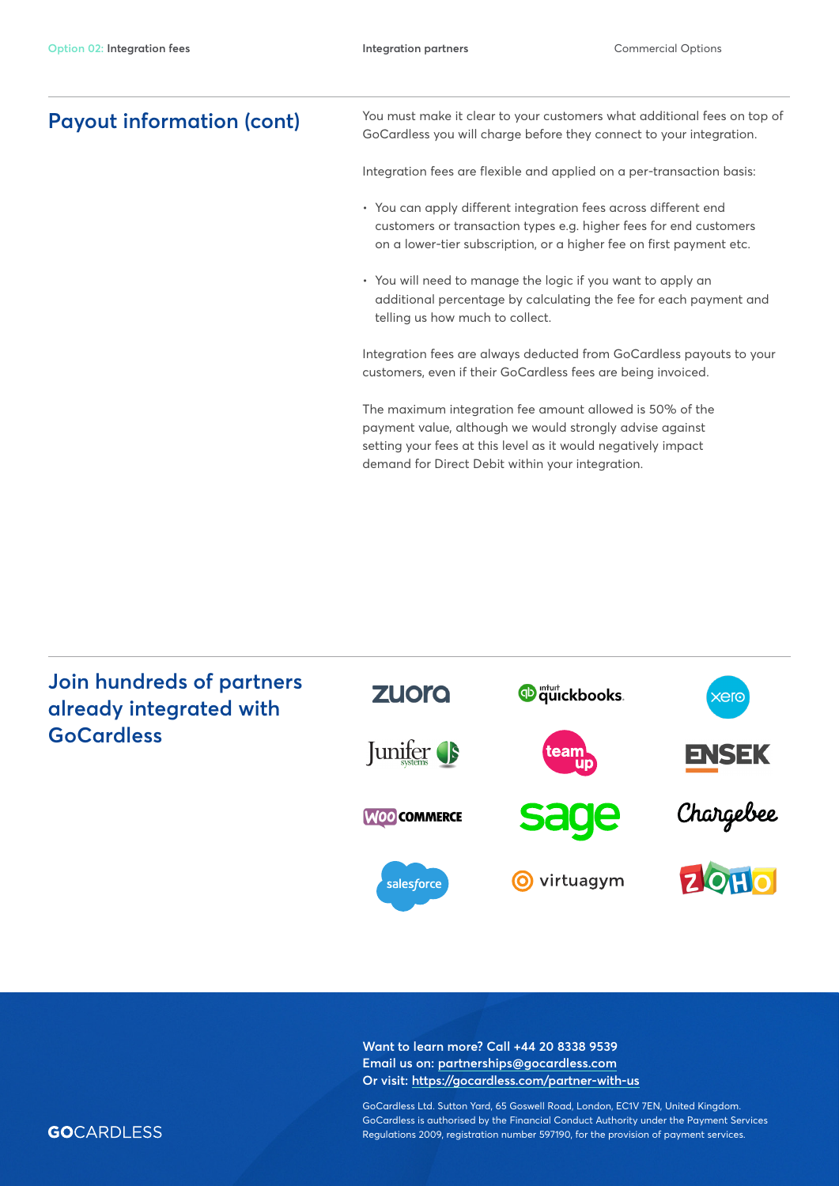## Payout information (cont)

You must make it clear to your customers what additional fees on top of GoCardless you will charge before they connect to your integration.

Integration fees are flexible and applied on a per-transaction basis:

- You can apply different integration fees across different end customers or transaction types e.g. higher fees for end customers on a lower-tier subscription, or a higher fee on first payment etc.
- You will need to manage the logic if you want to apply an additional percentage by calculating the fee for each payment and telling us how much to collect.

Integration fees are always deducted from GoCardless payouts to your customers, even if their GoCardless fees are being invoiced.

The maximum integration fee amount allowed is 50% of the payment value, although we would strongly advise against setting your fees at this level as it would negatively impact demand for Direct Debit within your integration.

## Join hundreds of partners already integrated with GoCardless

zuora
quickbooks
xero
Junifer systems
team up
ENSEK
WooCommerce
sage
Chargebee
salesforce
virtuagym
ZOHO

**Want to learn more? Call +44 20 8338 9539**
**Email us on: partnerships@gocardless.com**
**Or visit: https://gocardless.com/partner-with-us**

GoCardless Ltd. Sutton Yard, 65 Goswell Road, London, EC1V 7EN, United Kingdom. GoCardless is authorised by the Financial Conduct Authority under the Payment Services Regulations 2009, registration number 597190, for the provision of payment services.

GOCARDLESS